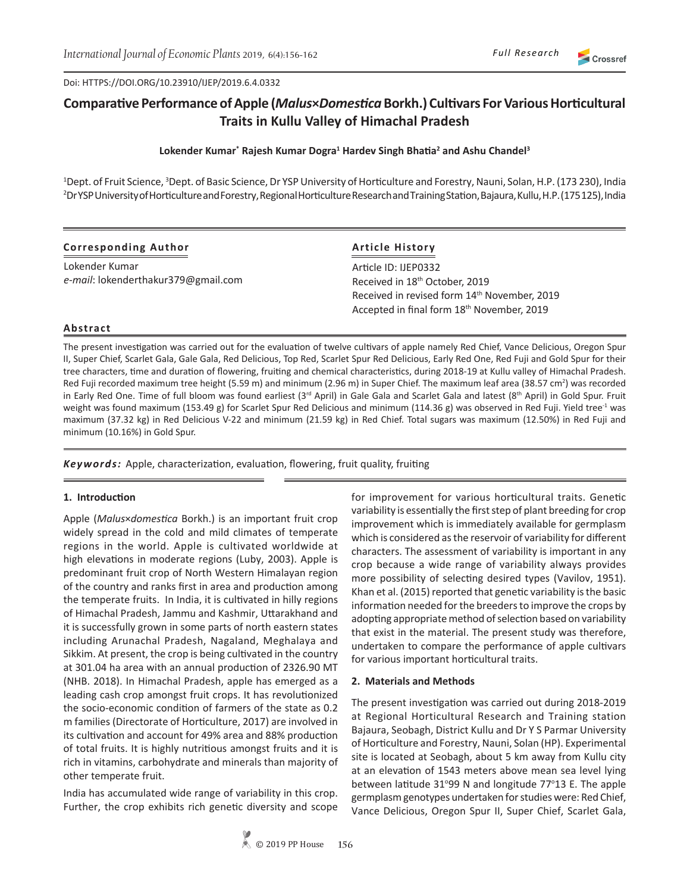Doi: HTTPS://DOI.ORG/10.23910/IJEP/2019.6.4.0332

# Comparative Performance of Apple (*Malus×Domestica* Borkh.) Cultivars For Various Horticultural Traits in Kullu Valley of Himachal Pradesh

**Lokender Kumar\* Rajesh Kumar Dogra[1] Hardev Singh Bhatia[2] and Ashu Chandel[3]**

[1]Dept. of Fruit Science, [3]Dept. of Basic Science, Dr YSP University of Horticulture and Forestry, Nauni, Solan, H.P. (173 230), India
[2]Dr YSP University of Horticulture and Forestry, Regional Horticulture Research and Training Station, Bajaura, Kullu, H.P. (175 125), India

**Corresponding Author**

Lokender Kumar
*e-mail*: lokenderthakur379@gmail.com

**Article History**

Article ID: IJEP0332
Received in 18th October, 2019
Received in revised form 14th November, 2019
Accepted in final form 18th November, 2019

**Abstract**

The present investigation was carried out for the evaluation of twelve cultivars of apple namely Red Chief, Vance Delicious, Oregon Spur II, Super Chief, Scarlet Gala, Gale Gala, Red Delicious, Top Red, Scarlet Spur Red Delicious, Early Red One, Red Fuji and Gold Spur for their tree characters, time and duration of flowering, fruiting and chemical characteristics, during 2018-19 at Kullu valley of Himachal Pradesh. Red Fuji recorded maximum tree height (5.59 m) and minimum (2.96 m) in Super Chief. The maximum leaf area (38.57 $cm^2$) was recorded in Early Red One. Time of full bloom was found earliest (3rd April) in Gale Gala and Scarlet Gala and latest (8th April) in Gold Spur. Fruit weight was found maximum (153.49 g) for Scarlet Spur Red Delicious and minimum (114.36 g) was observed in Red Fuji. Yield tree$^{-1}$ was maximum (37.32 kg) in Red Delicious V-22 and minimum (21.59 kg) in Red Chief. Total sugars was maximum (12.50%) in Red Fuji and minimum (10.16%) in Gold Spur.

***Keywords:*** Apple, characterization, evaluation, flowering, fruit quality, fruiting

## 1. Introduction

Apple (*Malus×domestica* Borkh.) is an important fruit crop widely spread in the cold and mild climates of temperate regions in the world. Apple is cultivated worldwide at high elevations in moderate regions (Luby, 2003). Apple is predominant fruit crop of North Western Himalayan region of the country and ranks first in area and production among the temperate fruits. In India, it is cultivated in hilly regions of Himachal Pradesh, Jammu and Kashmir, Uttarakhand and it is successfully grown in some parts of north eastern states including Arunachal Pradesh, Nagaland, Meghalaya and Sikkim. At present, the crop is being cultivated in the country at 301.04 ha area with an annual production of 2326.90 MT (NHB. 2018). In Himachal Pradesh, apple has emerged as a leading cash crop amongst fruit crops. It has revolutionized the socio-economic condition of farmers of the state as 0.2 m families (Directorate of Horticulture, 2017) are involved in its cultivation and account for 49% area and 88% production of total fruits. It is highly nutritious amongst fruits and it is rich in vitamins, carbohydrate and minerals than majority of other temperate fruit.

India has accumulated wide range of variability in this crop. Further, the crop exhibits rich genetic diversity and scope for improvement for various horticultural traits. Genetic variability is essentially the first step of plant breeding for crop improvement which is immediately available for germplasm which is considered as the reservoir of variability for different characters. The assessment of variability is important in any crop because a wide range of variability always provides more possibility of selecting desired types (Vavilov, 1951). Khan et al. (2015) reported that genetic variability is the basic information needed for the breeders to improve the crops by adopting appropriate method of selection based on variability that exist in the material. The present study was therefore, undertaken to compare the performance of apple cultivars for various important horticultural traits.

## 2. Materials and Methods

The present investigation was carried out during 2018-2019 at Regional Horticultural Research and Training station Bajaura, Seobagh, District Kullu and Dr Y S Parmar University of Horticulture and Forestry, Nauni, Solan (HP). Experimental site is located at Seobagh, about 5 km away from Kullu city at an elevation of 1543 meters above mean sea level lying between latitude 31°99 N and longitude 77°13 E. The apple germplasm genotypes undertaken for studies were: Red Chief, Vance Delicious, Oregon Spur II, Super Chief, Scarlet Gala,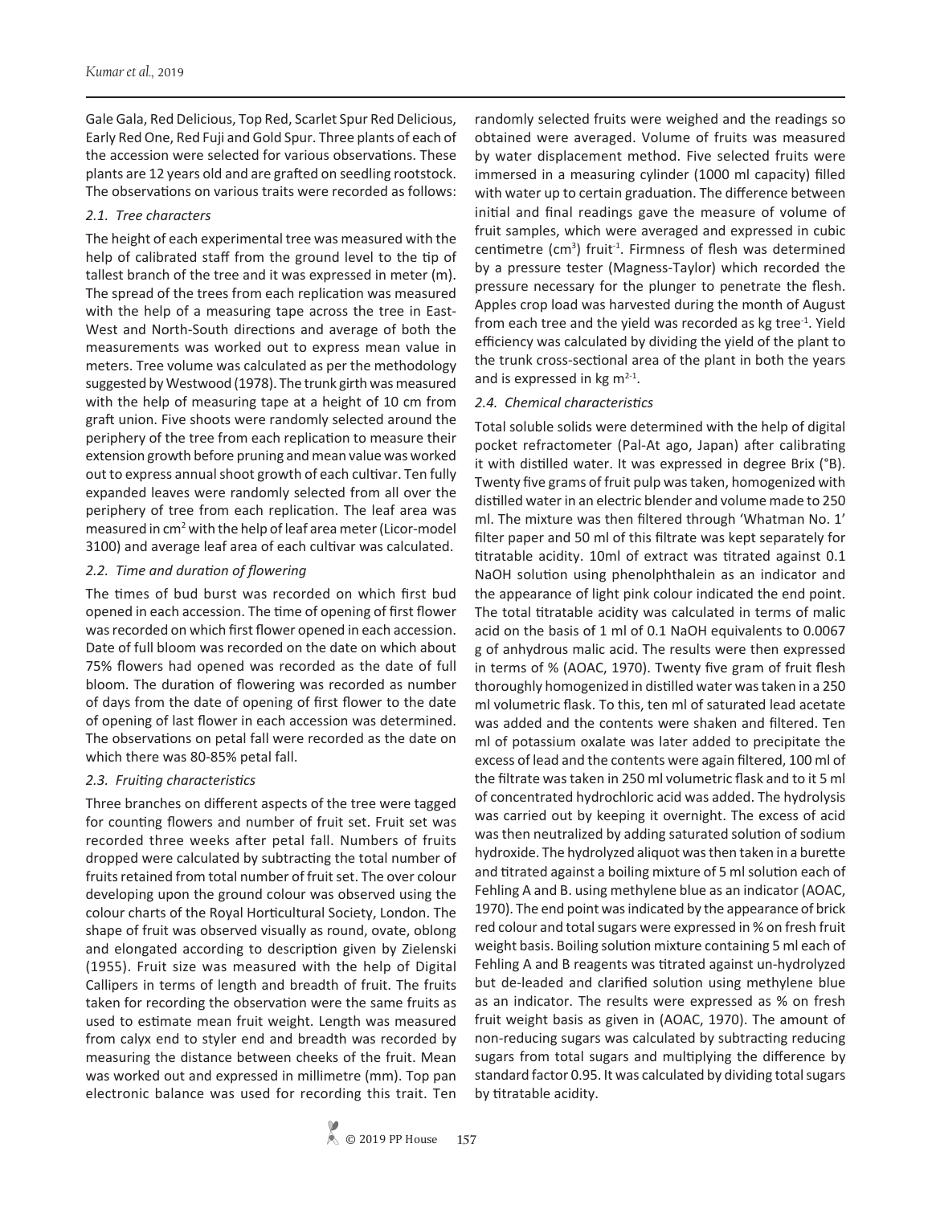Gale Gala, Red Delicious, Top Red, Scarlet Spur Red Delicious, Early Red One, Red Fuji and Gold Spur. Three plants of each of the accession were selected for various observations. These plants are 12 years old and are grafted on seedling rootstock. The observations on various traits were recorded as follows:

### *2.1. Tree characters*

The height of each experimental tree was measured with the help of calibrated staff from the ground level to the tip of tallest branch of the tree and it was expressed in meter (m). The spread of the trees from each replication was measured with the help of a measuring tape across the tree in East-West and North-South directions and average of both the measurements was worked out to express mean value in meters. Tree volume was calculated as per the methodology suggested by Westwood (1978). The trunk girth was measured with the help of measuring tape at a height of 10 cm from graft union. Five shoots were randomly selected around the periphery of the tree from each replication to measure their extension growth before pruning and mean value was worked out to express annual shoot growth of each cultivar. Ten fully expanded leaves were randomly selected from all over the periphery of tree from each replication. The leaf area was measured in $cm^2$ with the help of leaf area meter (Licor-model 3100) and average leaf area of each cultivar was calculated.

### *2.2. Time and duration of flowering*

The times of bud burst was recorded on which first bud opened in each accession. The time of opening of first flower was recorded on which first flower opened in each accession. Date of full bloom was recorded on the date on which about 75% flowers had opened was recorded as the date of full bloom. The duration of flowering was recorded as number of days from the date of opening of first flower to the date of opening of last flower in each accession was determined. The observations on petal fall were recorded as the date on which there was 80-85% petal fall.

### *2.3. Fruiting characteristics*

Three branches on different aspects of the tree were tagged for counting flowers and number of fruit set. Fruit set was recorded three weeks after petal fall. Numbers of fruits dropped were calculated by subtracting the total number of fruits retained from total number of fruit set. The over colour developing upon the ground colour was observed using the colour charts of the Royal Horticultural Society, London. The shape of fruit was observed visually as round, ovate, oblong and elongated according to description given by Zielenski (1955). Fruit size was measured with the help of Digital Callipers in terms of length and breadth of fruit. The fruits taken for recording the observation were the same fruits as used to estimate mean fruit weight. Length was measured from calyx end to styler end and breadth was recorded by measuring the distance between cheeks of the fruit. Mean was worked out and expressed in millimetre (mm). Top pan electronic balance was used for recording this trait. Ten randomly selected fruits were weighed and the readings so obtained were averaged. Volume of fruits was measured by water displacement method. Five selected fruits were immersed in a measuring cylinder (1000 ml capacity) filled with water up to certain graduation. The difference between initial and final readings gave the measure of volume of fruit samples, which were averaged and expressed in cubic centimetre ($cm^3$) $fruit^{-1}$. Firmness of flesh was determined by a pressure tester (Magness-Taylor) which recorded the pressure necessary for the plunger to penetrate the flesh. Apples crop load was harvested during the month of August from each tree and the yield was recorded as kg $tree^{-1}$. Yield efficiency was calculated by dividing the yield of the plant to the trunk cross-sectional area of the plant in both the years and is expressed in kg $m^{2-1}$.

### *2.4. Chemical characteristics*

Total soluble solids were determined with the help of digital pocket refractometer (Pal-At ago, Japan) after calibrating it with distilled water. It was expressed in degree Brix (°B). Twenty five grams of fruit pulp was taken, homogenized with distilled water in an electric blender and volume made to 250 ml. The mixture was then filtered through 'Whatman No. 1' filter paper and 50 ml of this filtrate was kept separately for titratable acidity. 10ml of extract was titrated against 0.1 NaOH solution using phenolphthalein as an indicator and the appearance of light pink colour indicated the end point. The total titratable acidity was calculated in terms of malic acid on the basis of 1 ml of 0.1 NaOH equivalents to 0.0067 g of anhydrous malic acid. The results were then expressed in terms of % (AOAC, 1970). Twenty five gram of fruit flesh thoroughly homogenized in distilled water was taken in a 250 ml volumetric flask. To this, ten ml of saturated lead acetate was added and the contents were shaken and filtered. Ten ml of potassium oxalate was later added to precipitate the excess of lead and the contents were again filtered, 100 ml of the filtrate was taken in 250 ml volumetric flask and to it 5 ml of concentrated hydrochloric acid was added. The hydrolysis was carried out by keeping it overnight. The excess of acid was then neutralized by adding saturated solution of sodium hydroxide. The hydrolyzed aliquot was then taken in a burette and titrated against a boiling mixture of 5 ml solution each of Fehling A and B. using methylene blue as an indicator (AOAC, 1970). The end point was indicated by the appearance of brick red colour and total sugars were expressed in % on fresh fruit weight basis. Boiling solution mixture containing 5 ml each of Fehling A and B reagents was titrated against un-hydrolyzed but de-leaded and clarified solution using methylene blue as an indicator. The results were expressed as % on fresh fruit weight basis as given in (AOAC, 1970). The amount of non-reducing sugars was calculated by subtracting reducing sugars from total sugars and multiplying the difference by standard factor 0.95. It was calculated by dividing total sugars by titratable acidity.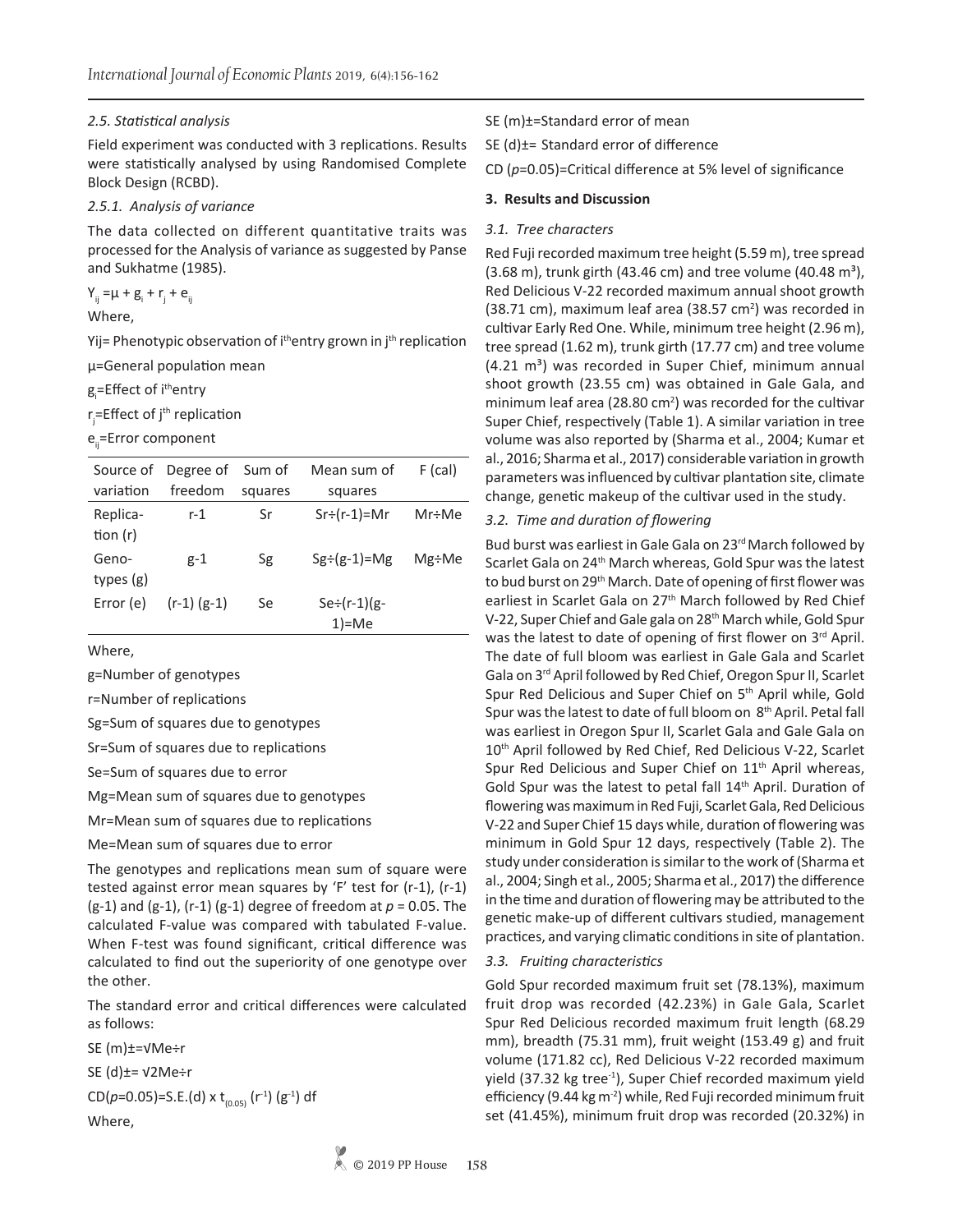### *2.5. Statistical analysis*

Field experiment was conducted with 3 replications. Results were statistically analysed by using Randomised Complete Block Design (RCBD).

#### *2.5.1. Analysis of variance*

The data collected on different quantitative traits was processed for the Analysis of variance as suggested by Panse and Sukhatme (1985).

$Y_{ij} = \mu + g_i + r_j + e_{ij}$

Where,

Yij= Phenotypic observation of $i^{th}$ entry grown in $j^{th}$ replication

μ=General population mean

$g_i$=Effect of $i^{th}$ entry

$r_j$=Effect of $j^{th}$ replication

$e_{ij}$=Error component

| Source of variation | Degree of freedom | Sum of squares | Mean sum of squares | F (cal) |
|---|---|---|---|---|
| Replication (r) | r-1 | Sr | Sr÷(r-1)=Mr | Mr÷Me |
| Genotypes (g) | g-1 | Sg | Sg÷(g-1)=Mg | Mg÷Me |
| Error (e) | (r-1) (g-1) | Se | Se÷(r-1)(g-1)=Me | |

Where,

g=Number of genotypes

r=Number of replications

Sg=Sum of squares due to genotypes

Sr=Sum of squares due to replications

Se=Sum of squares due to error

Mg=Mean sum of squares due to genotypes

Mr=Mean sum of squares due to replications

Me=Mean sum of squares due to error

The genotypes and replications mean sum of square were tested against error mean squares by 'F' test for (r-1), (r-1) (g-1) and (g-1), (r-1) (g-1) degree of freedom at $p$ = 0.05. The calculated F-value was compared with tabulated F-value. When F-test was found significant, critical difference was calculated to find out the superiority of one genotype over the other.

The standard error and critical differences were calculated as follows:

SE (m)±=√Me÷r

SE (d)±= √2Me÷r

CD($p$=0.05)=S.E.(d) x $t_{(0.05)}$ $(r^{-1})$ $(g^{-1})$ df

Where,

SE (m)±=Standard error of mean

SE (d)±= Standard error of difference

CD ($p$=0.05)=Critical difference at 5% level of significance

## 3. Results and Discussion

### *3.1. Tree characters*

Red Fuji recorded maximum tree height (5.59 m), tree spread (3.68 m), trunk girth (43.46 cm) and tree volume (40.48 $m^3$), Red Delicious V-22 recorded maximum annual shoot growth (38.71 cm), maximum leaf area (38.57 $cm^2$) was recorded in cultivar Early Red One. While, minimum tree height (2.96 m), tree spread (1.62 m), trunk girth (17.77 cm) and tree volume (4.21 $m^3$) was recorded in Super Chief, minimum annual shoot growth (23.55 cm) was obtained in Gale Gala, and minimum leaf area (28.80 $cm^2$) was recorded for the cultivar Super Chief, respectively (Table 1). A similar variation in tree volume was also reported by (Sharma et al., 2004; Kumar et al., 2016; Sharma et al., 2017) considerable variation in growth parameters was influenced by cultivar plantation site, climate change, genetic makeup of the cultivar used in the study.

### *3.2. Time and duration of flowering*

Bud burst was earliest in Gale Gala on 23rd March followed by Scarlet Gala on 24th March whereas, Gold Spur was the latest to bud burst on 29th March. Date of opening of first flower was earliest in Scarlet Gala on 27th March followed by Red Chief V-22, Super Chief and Gale gala on 28th March while, Gold Spur was the latest to date of opening of first flower on 3rd April. The date of full bloom was earliest in Gale Gala and Scarlet Gala on 3rd April followed by Red Chief, Oregon Spur II, Scarlet Spur Red Delicious and Super Chief on 5th April while, Gold Spur was the latest to date of full bloom on 8th April. Petal fall was earliest in Oregon Spur II, Scarlet Gala and Gale Gala on 10th April followed by Red Chief, Red Delicious V-22, Scarlet Spur Red Delicious and Super Chief on 11th April whereas, Gold Spur was the latest to petal fall 14th April. Duration of flowering was maximum in Red Fuji, Scarlet Gala, Red Delicious V-22 and Super Chief 15 days while, duration of flowering was minimum in Gold Spur 12 days, respectively (Table 2). The study under consideration is similar to the work of (Sharma et al., 2004; Singh et al., 2005; Sharma et al., 2017) the difference in the time and duration of flowering may be attributed to the genetic make-up of different cultivars studied, management practices, and varying climatic conditions in site of plantation.

### *3.3. Fruiting characteristics*

Gold Spur recorded maximum fruit set (78.13%), maximum fruit drop was recorded (42.23%) in Gale Gala, Scarlet Spur Red Delicious recorded maximum fruit length (68.29 mm), breadth (75.31 mm), fruit weight (153.49 g) and fruit volume (171.82 cc), Red Delicious V-22 recorded maximum yield (37.32 kg $tree^{-1}$), Super Chief recorded maximum yield efficiency (9.44 kg $m^{-2}$) while, Red Fuji recorded minimum fruit set (41.45%), minimum fruit drop was recorded (20.32%) in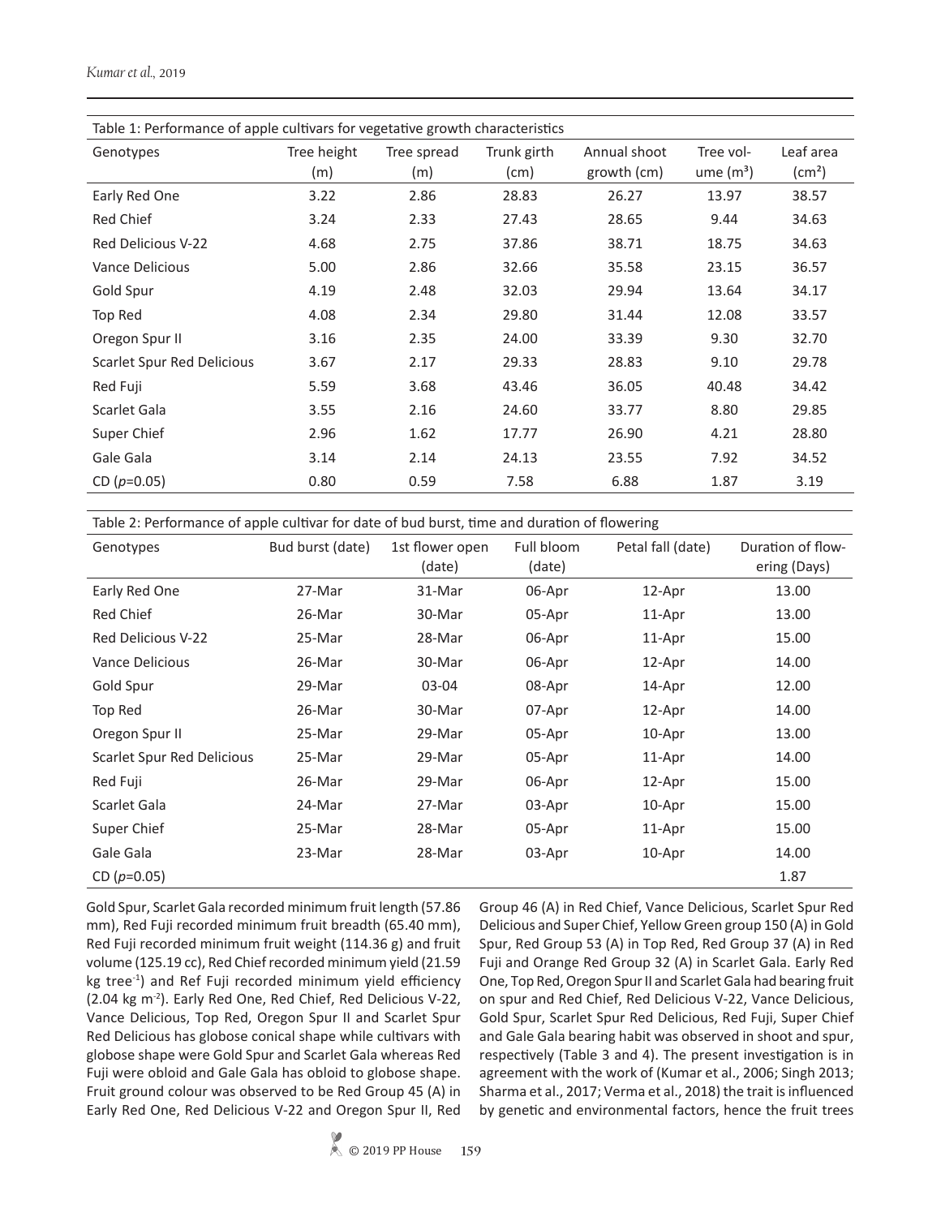Table 1: Performance of apple cultivars for vegetative growth characteristics

| Genotypes | Tree height (m) | Tree spread (m) | Trunk girth (cm) | Annual shoot growth (cm) | Tree volume ($m^3$) | Leaf area ($cm^2$) |
|---|---|---|---|---|---|---|
| Early Red One | 3.22 | 2.86 | 28.83 | 26.27 | 13.97 | 38.57 |
| Red Chief | 3.24 | 2.33 | 27.43 | 28.65 | 9.44 | 34.63 |
| Red Delicious V-22 | 4.68 | 2.75 | 37.86 | 38.71 | 18.75 | 34.63 |
| Vance Delicious | 5.00 | 2.86 | 32.66 | 35.58 | 23.15 | 36.57 |
| Gold Spur | 4.19 | 2.48 | 32.03 | 29.94 | 13.64 | 34.17 |
| Top Red | 4.08 | 2.34 | 29.80 | 31.44 | 12.08 | 33.57 |
| Oregon Spur II | 3.16 | 2.35 | 24.00 | 33.39 | 9.30 | 32.70 |
| Scarlet Spur Red Delicious | 3.67 | 2.17 | 29.33 | 28.83 | 9.10 | 29.78 |
| Red Fuji | 5.59 | 3.68 | 43.46 | 36.05 | 40.48 | 34.42 |
| Scarlet Gala | 3.55 | 2.16 | 24.60 | 33.77 | 8.80 | 29.85 |
| Super Chief | 2.96 | 1.62 | 17.77 | 26.90 | 4.21 | 28.80 |
| Gale Gala | 3.14 | 2.14 | 24.13 | 23.55 | 7.92 | 34.52 |
| CD ($p$=0.05) | 0.80 | 0.59 | 7.58 | 6.88 | 1.87 | 3.19 |

Table 2: Performance of apple cultivar for date of bud burst, time and duration of flowering

| Genotypes | Bud burst (date) | 1st flower open (date) | Full bloom (date) | Petal fall (date) | Duration of flowering (Days) |
|---|---|---|---|---|---|
| Early Red One | 27-Mar | 31-Mar | 06-Apr | 12-Apr | 13.00 |
| Red Chief | 26-Mar | 30-Mar | 05-Apr | 11-Apr | 13.00 |
| Red Delicious V-22 | 25-Mar | 28-Mar | 06-Apr | 11-Apr | 15.00 |
| Vance Delicious | 26-Mar | 30-Mar | 06-Apr | 12-Apr | 14.00 |
| Gold Spur | 29-Mar | 03-04 | 08-Apr | 14-Apr | 12.00 |
| Top Red | 26-Mar | 30-Mar | 07-Apr | 12-Apr | 14.00 |
| Oregon Spur II | 25-Mar | 29-Mar | 05-Apr | 10-Apr | 13.00 |
| Scarlet Spur Red Delicious | 25-Mar | 29-Mar | 05-Apr | 11-Apr | 14.00 |
| Red Fuji | 26-Mar | 29-Mar | 06-Apr | 12-Apr | 15.00 |
| Scarlet Gala | 24-Mar | 27-Mar | 03-Apr | 10-Apr | 15.00 |
| Super Chief | 25-Mar | 28-Mar | 05-Apr | 11-Apr | 15.00 |
| Gale Gala | 23-Mar | 28-Mar | 03-Apr | 10-Apr | 14.00 |
| CD ($p$=0.05) | | | | | 1.87 |

Gold Spur, Scarlet Gala recorded minimum fruit length (57.86 mm), Red Fuji recorded minimum fruit breadth (65.40 mm), Red Fuji recorded minimum fruit weight (114.36 g) and fruit volume (125.19 cc), Red Chief recorded minimum yield (21.59 kg tree$^{-1}$) and Ref Fuji recorded minimum yield efficiency (2.04 kg m$^{-2}$). Early Red One, Red Chief, Red Delicious V-22, Vance Delicious, Top Red, Oregon Spur II and Scarlet Spur Red Delicious has globose conical shape while cultivars with globose shape were Gold Spur and Scarlet Gala whereas Red Fuji were obloid and Gale Gala has obloid to globose shape. Fruit ground colour was observed to be Red Group 45 (A) in Early Red One, Red Delicious V-22 and Oregon Spur II, Red Group 46 (A) in Red Chief, Vance Delicious, Scarlet Spur Red Delicious and Super Chief, Yellow Green group 150 (A) in Gold Spur, Red Group 53 (A) in Top Red, Red Group 37 (A) in Red Fuji and Orange Red Group 32 (A) in Scarlet Gala. Early Red One, Top Red, Oregon Spur II and Scarlet Gala had bearing fruit on spur and Red Chief, Red Delicious V-22, Vance Delicious, Gold Spur, Scarlet Spur Red Delicious, Red Fuji, Super Chief and Gale Gala bearing habit was observed in shoot and spur, respectively (Table 3 and 4). The present investigation is in agreement with the work of (Kumar et al., 2006; Singh 2013; Sharma et al., 2017; Verma et al., 2018) the trait is influenced by genetic and environmental factors, hence the fruit trees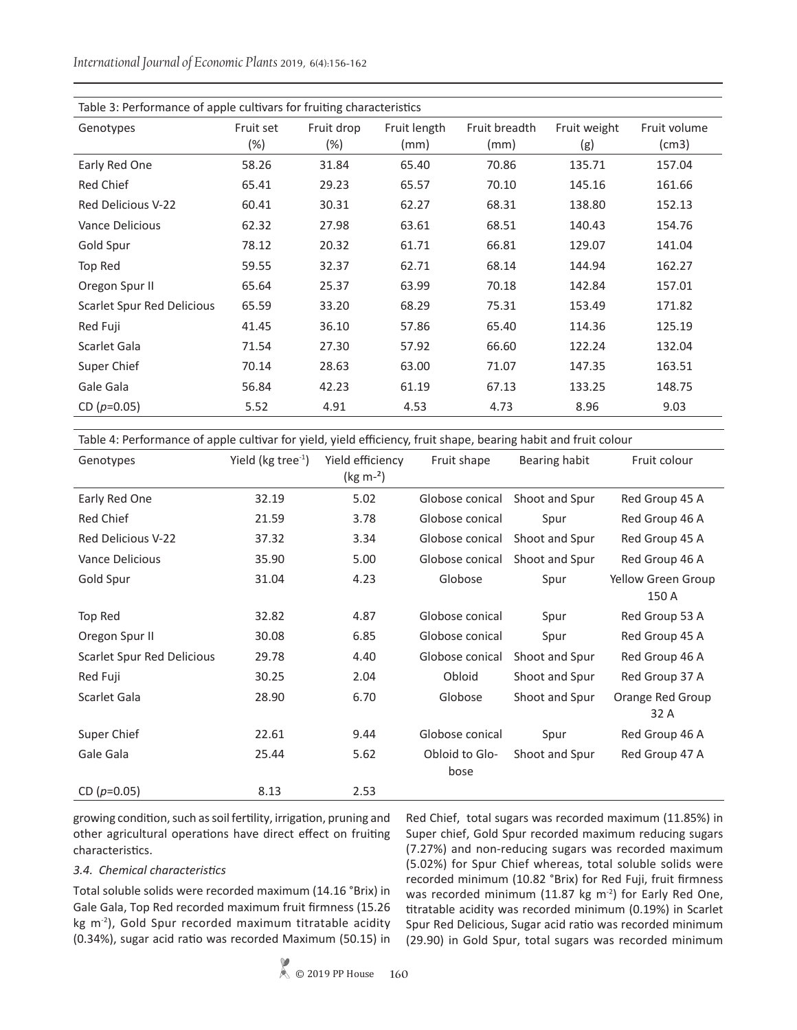Table 3: Performance of apple cultivars for fruiting characteristics

| Genotypes | Fruit set (%) | Fruit drop (%) | Fruit length (mm) | Fruit breadth (mm) | Fruit weight (g) | Fruit volume (cm3) |
|---|---|---|---|---|---|---|
| Early Red One | 58.26 | 31.84 | 65.40 | 70.86 | 135.71 | 157.04 |
| Red Chief | 65.41 | 29.23 | 65.57 | 70.10 | 145.16 | 161.66 |
| Red Delicious V-22 | 60.41 | 30.31 | 62.27 | 68.31 | 138.80 | 152.13 |
| Vance Delicious | 62.32 | 27.98 | 63.61 | 68.51 | 140.43 | 154.76 |
| Gold Spur | 78.12 | 20.32 | 61.71 | 66.81 | 129.07 | 141.04 |
| Top Red | 59.55 | 32.37 | 62.71 | 68.14 | 144.94 | 162.27 |
| Oregon Spur II | 65.64 | 25.37 | 63.99 | 70.18 | 142.84 | 157.01 |
| Scarlet Spur Red Delicious | 65.59 | 33.20 | 68.29 | 75.31 | 153.49 | 171.82 |
| Red Fuji | 41.45 | 36.10 | 57.86 | 65.40 | 114.36 | 125.19 |
| Scarlet Gala | 71.54 | 27.30 | 57.92 | 66.60 | 122.24 | 132.04 |
| Super Chief | 70.14 | 28.63 | 63.00 | 71.07 | 147.35 | 163.51 |
| Gale Gala | 56.84 | 42.23 | 61.19 | 67.13 | 133.25 | 148.75 |
| CD ($p$=0.05) | 5.52 | 4.91 | 4.53 | 4.73 | 8.96 | 9.03 |

Table 4: Performance of apple cultivar for yield, yield efficiency, fruit shape, bearing habit and fruit colour

| Genotypes | Yield (kg tree$^{-1}$) | Yield efficiency (kg m$^{-2}$) | Fruit shape | Bearing habit | Fruit colour |
|---|---|---|---|---|---|
| Early Red One | 32.19 | 5.02 | Globose conical | Shoot and Spur | Red Group 45 A |
| Red Chief | 21.59 | 3.78 | Globose conical | Spur | Red Group 46 A |
| Red Delicious V-22 | 37.32 | 3.34 | Globose conical | Shoot and Spur | Red Group 45 A |
| Vance Delicious | 35.90 | 5.00 | Globose conical | Shoot and Spur | Red Group 46 A |
| Gold Spur | 31.04 | 4.23 | Globose | Spur | Yellow Green Group 150 A |
| Top Red | 32.82 | 4.87 | Globose conical | Spur | Red Group 53 A |
| Oregon Spur II | 30.08 | 6.85 | Globose conical | Spur | Red Group 45 A |
| Scarlet Spur Red Delicious | 29.78 | 4.40 | Globose conical | Shoot and Spur | Red Group 46 A |
| Red Fuji | 30.25 | 2.04 | Obloid | Shoot and Spur | Red Group 37 A |
| Scarlet Gala | 28.90 | 6.70 | Globose | Shoot and Spur | Orange Red Group 32 A |
| Super Chief | 22.61 | 9.44 | Globose conical | Spur | Red Group 46 A |
| Gale Gala | 25.44 | 5.62 | Obloid to Globose | Shoot and Spur | Red Group 47 A |
| CD ($p$=0.05) | 8.13 | 2.53 | | | |

growing condition, such as soil fertility, irrigation, pruning and other agricultural operations have direct effect on fruiting characteristics.

### *3.4. Chemical characteristics*

Total soluble solids were recorded maximum (14.16 °Brix) in Gale Gala, Top Red recorded maximum fruit firmness (15.26 kg m$^{-2}$), Gold Spur recorded maximum titratable acidity (0.34%), sugar acid ratio was recorded Maximum (50.15) in Red Chief, total sugars was recorded maximum (11.85%) in Super chief, Gold Spur recorded maximum reducing sugars (7.27%) and non-reducing sugars was recorded maximum (5.02%) for Spur Chief whereas, total soluble solids were recorded minimum (10.82 °Brix) for Red Fuji, fruit firmness was recorded minimum (11.87 kg m$^{-2}$) for Early Red One, titratable acidity was recorded minimum (0.19%) in Scarlet Spur Red Delicious, Sugar acid ratio was recorded minimum (29.90) in Gold Spur, total sugars was recorded minimum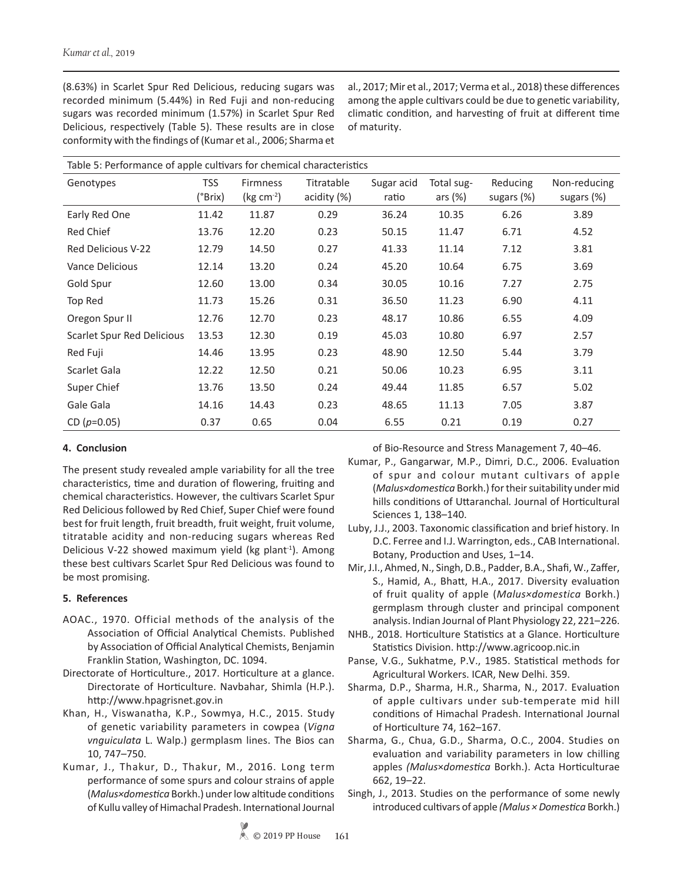(8.63%) in Scarlet Spur Red Delicious, reducing sugars was recorded minimum (5.44%) in Red Fuji and non-reducing sugars was recorded minimum (1.57%) in Scarlet Spur Red Delicious, respectively (Table 5). These results are in close conformity with the findings of (Kumar et al., 2006; Sharma et al., 2017; Mir et al., 2017; Verma et al., 2018) these differences among the apple cultivars could be due to genetic variability, climatic condition, and harvesting of fruit at different time of maturity.

Table 5: Performance of apple cultivars for chemical characteristics

| Genotypes | TSS (°Brix) | Firmness (kg cm$^{-2}$) | Titratable acidity (%) | Sugar acid ratio | Total sugars (%) | Reducing sugars (%) | Non-reducing sugars (%) |
|---|---|---|---|---|---|---|---|
| Early Red One | 11.42 | 11.87 | 0.29 | 36.24 | 10.35 | 6.26 | 3.89 |
| Red Chief | 13.76 | 12.20 | 0.23 | 50.15 | 11.47 | 6.71 | 4.52 |
| Red Delicious V-22 | 12.79 | 14.50 | 0.27 | 41.33 | 11.14 | 7.12 | 3.81 |
| Vance Delicious | 12.14 | 13.20 | 0.24 | 45.20 | 10.64 | 6.75 | 3.69 |
| Gold Spur | 12.60 | 13.00 | 0.34 | 30.05 | 10.16 | 7.27 | 2.75 |
| Top Red | 11.73 | 15.26 | 0.31 | 36.50 | 11.23 | 6.90 | 4.11 |
| Oregon Spur II | 12.76 | 12.70 | 0.23 | 48.17 | 10.86 | 6.55 | 4.09 |
| Scarlet Spur Red Delicious | 13.53 | 12.30 | 0.19 | 45.03 | 10.80 | 6.97 | 2.57 |
| Red Fuji | 14.46 | 13.95 | 0.23 | 48.90 | 12.50 | 5.44 | 3.79 |
| Scarlet Gala | 12.22 | 12.50 | 0.21 | 50.06 | 10.23 | 6.95 | 3.11 |
| Super Chief | 13.76 | 13.50 | 0.24 | 49.44 | 11.85 | 6.57 | 5.02 |
| Gale Gala | 14.16 | 14.43 | 0.23 | 48.65 | 11.13 | 7.05 | 3.87 |
| CD ($p$=0.05) | 0.37 | 0.65 | 0.04 | 6.55 | 0.21 | 0.19 | 0.27 |

## 4. Conclusion

The present study revealed ample variability for all the tree characteristics, time and duration of flowering, fruiting and chemical characteristics. However, the cultivars Scarlet Spur Red Delicious followed by Red Chief, Super Chief were found best for fruit length, fruit breadth, fruit weight, fruit volume, titratable acidity and non-reducing sugars whereas Red Delicious V-22 showed maximum yield (kg plant$^{-1}$). Among these best cultivars Scarlet Spur Red Delicious was found to be most promising.

## 5. References

AOAC., 1970. Official methods of the analysis of the Association of Official Analytical Chemists. Published by Association of Official Analytical Chemists, Benjamin Franklin Station, Washington, DC. 1094.

Directorate of Horticulture., 2017. Horticulture at a glance. Directorate of Horticulture. Navbahar, Shimla (H.P.). http://www.hpagrisnet.gov.in

Khan, H., Viswanatha, K.P., Sowmya, H.C., 2015. Study of genetic variability parameters in cowpea (*Vigna vnguiculata* L. Walp.) germplasm lines. The Bios can 10, 747–750.

Kumar, J., Thakur, D., Thakur, M., 2016. Long term performance of some spurs and colour strains of apple (*Malus×domestica* Borkh.) under low altitude conditions of Kullu valley of Himachal Pradesh. International Journal of Bio-Resource and Stress Management 7, 40–46.

Kumar, P., Gangarwar, M.P., Dimri, D.C., 2006. Evaluation of spur and colour mutant cultivars of apple (*Malus×domestica* Borkh.) for their suitability under mid hills conditions of Uttaranchal. Journal of Horticultural Sciences 1, 138–140.

Luby, J.J., 2003. Taxonomic classification and brief history. In D.C. Ferree and I.J. Warrington, eds., CAB International. Botany, Production and Uses, 1–14.

Mir, J.I., Ahmed, N., Singh, D.B., Padder, B.A., Shafi, W., Zaffer, S., Hamid, A., Bhatt, H.A., 2017. Diversity evaluation of fruit quality of apple (*Malus×domestica* Borkh.) germplasm through cluster and principal component analysis. Indian Journal of Plant Physiology 22, 221–226.

NHB., 2018. Horticulture Statistics at a Glance. Horticulture Statistics Division. http://www.agricoop.nic.in

Panse, V.G., Sukhatme, P.V., 1985. Statistical methods for Agricultural Workers. ICAR, New Delhi. 359.

Sharma, D.P., Sharma, H.R., Sharma, N., 2017. Evaluation of apple cultivars under sub-temperate mid hill conditions of Himachal Pradesh. International Journal of Horticulture 74, 162–167.

Sharma, G., Chua, G.D., Sharma, O.C., 2004. Studies on evaluation and variability parameters in low chilling apples *(Malus×domestica* Borkh.). Acta Horticulturae 662, 19–22.

Singh, J., 2013. Studies on the performance of some newly introduced cultivars of apple *(Malus × Domestica* Borkh.)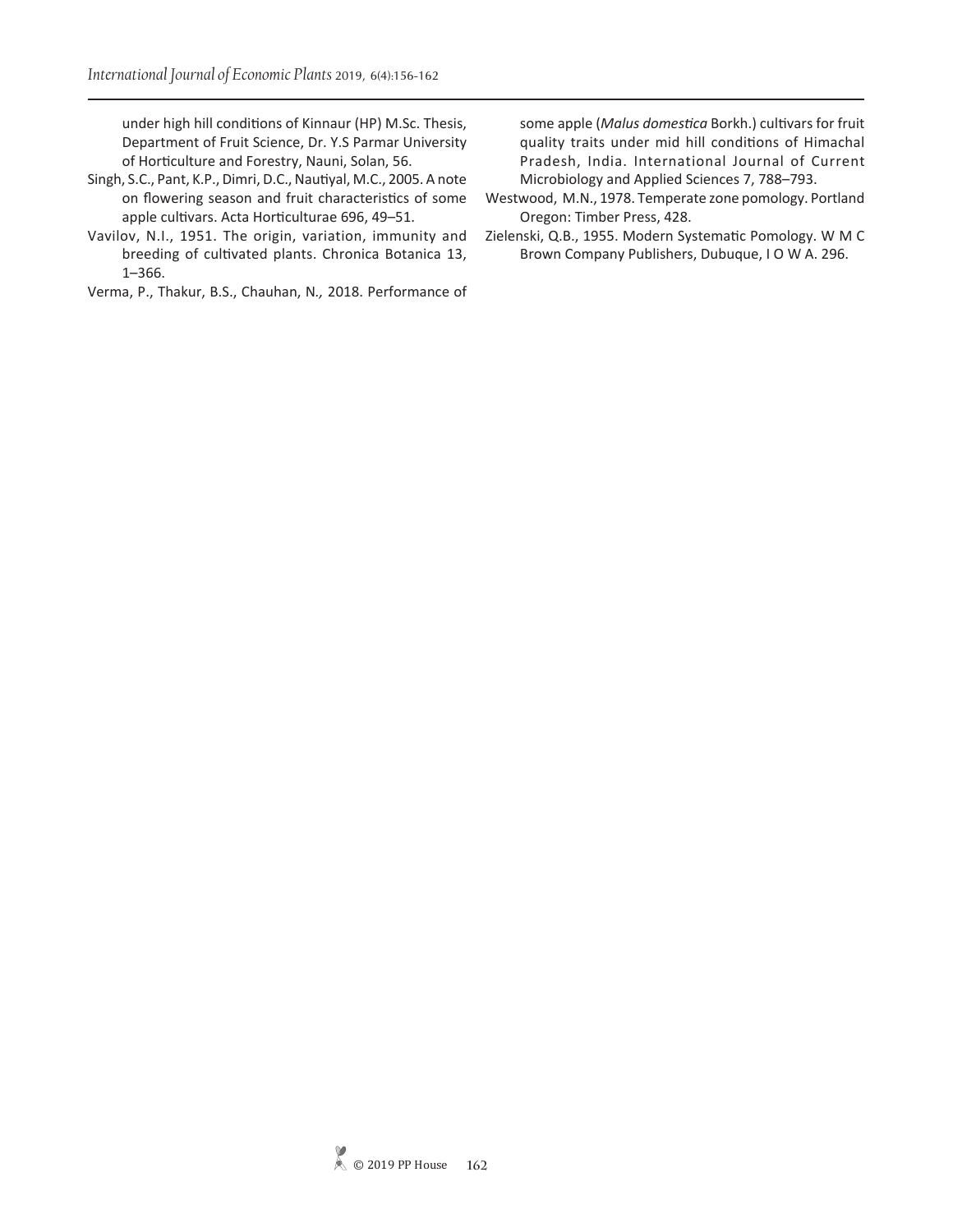under high hill conditions of Kinnaur (HP) M.Sc. Thesis, Department of Fruit Science, Dr. Y.S Parmar University of Horticulture and Forestry, Nauni, Solan, 56.

Singh, S.C., Pant, K.P., Dimri, D.C., Nautiyal, M.C., 2005. A note on flowering season and fruit characteristics of some apple cultivars. Acta Horticulturae 696, 49–51.

Vavilov, N.I., 1951. The origin, variation, immunity and breeding of cultivated plants. Chronica Botanica 13, 1–366.

Verma, P., Thakur, B.S., Chauhan, N., 2018. Performance of some apple (*Malus domestica* Borkh.) cultivars for fruit quality traits under mid hill conditions of Himachal Pradesh, India. International Journal of Current Microbiology and Applied Sciences 7, 788–793.

Westwood, M.N., 1978. Temperate zone pomology. Portland Oregon: Timber Press, 428.

Zielenski, Q.B., 1955. Modern Systematic Pomology. W M C Brown Company Publishers, Dubuque, I O W A. 296.